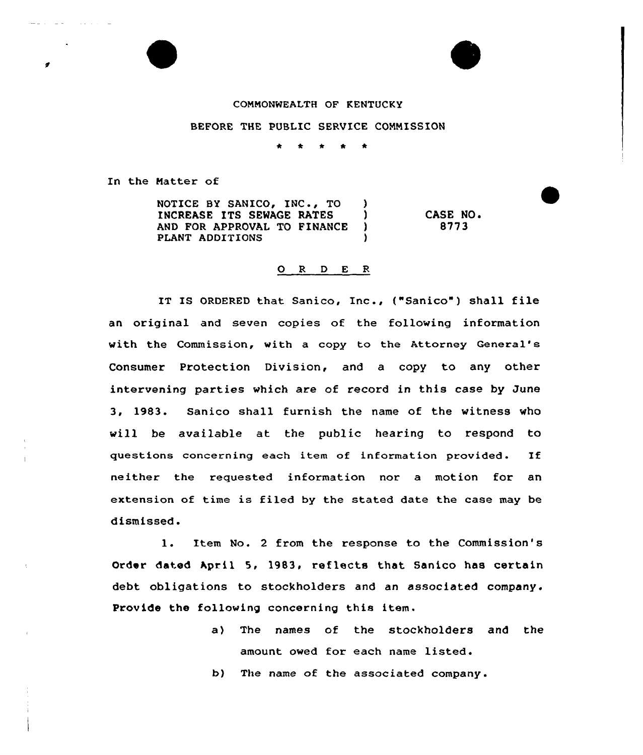COMMONWEALTH OF KENTUCKY

BEFORE THE PUBLIC SERVICE COMMISSION

\* \* \* \* \*

In the Matter of

| | | |
|---|---|---|
| NOTICE BY SANICO, INC., TO INCREASE ITS SEWAGE RATES AND FOR APPROVAL TO FINANCE PLANT ADDITIONS | ) | CASE NO. 8773 |

O R D E R

IT IS ORDERED that Sanico, Inc., ("Sanico") shall file an original and seven copies of the following information with the Commission, with a copy to the Attorney General's Consumer Protection Division, and a copy to any other intervening parties which are of record in this case by June 3, 1983. Sanico shall furnish the name of the witness who will be available at the public hearing to respond to questions concerning each item of information provided. If neither the requested information nor a motion for an extension of time is filed by the stated date the case may be dismissed.

1. Item No. 2 from the response to the Commission's Order dated April 5, 1983, reflects that Sanico has certain debt obligations to stockholders and an associated company. Provide the following concerning this item.

   a) The names of the stockholders and the amount owed for each name listed.

   b) The name of the associated company.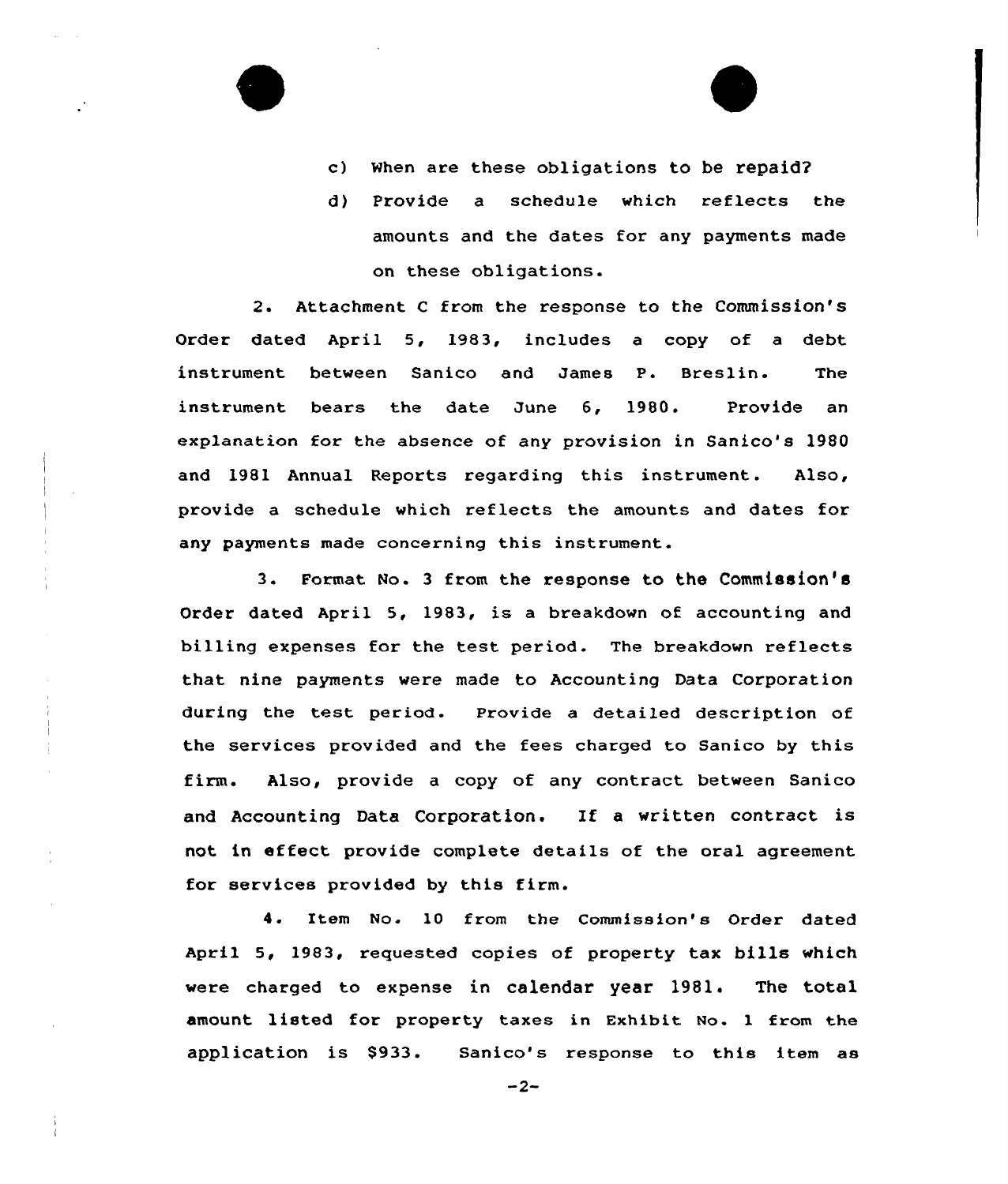c) When are these obligations to be repaid?

d) Provide a schedule which reflects the amounts and the dates for any payments made on these obligations.

2. Attachment C from the response to the Commission's Order dated April 5, 1983, includes a copy of a debt instrument between Sanico and James P. Breslin. The instrument bears the date June 6, 1980. Provide an explanation for the absence of any provision in Sanico's 1980 and 1981 Annual Reports regarding this instrument. Also, provide a schedule which reflects the amounts and dates for any payments made concerning this instrument.

3. Format No. 3 from the response to the Commission's Order dated April 5, 1983, is a breakdown of accounting and billing expenses for the test period. The breakdown reflects that nine payments were made to Accounting Data Corporation during the test period. Provide a detailed description of the services provided and the fees charged to Sanico by this firm. Also, provide a copy of any contract between Sanico and Accounting Data Corporation. If a written contract is not in effect provide complete details of the oral agreement for services provided by this firm.

4. Item No. 10 from the Commission's Order dated April 5, 1983, requested copies of property tax bills which were charged to expense in calendar year 1981. The total amount listed for property taxes in Exhibit No. 1 from the application is $933. Sanico's response to this item as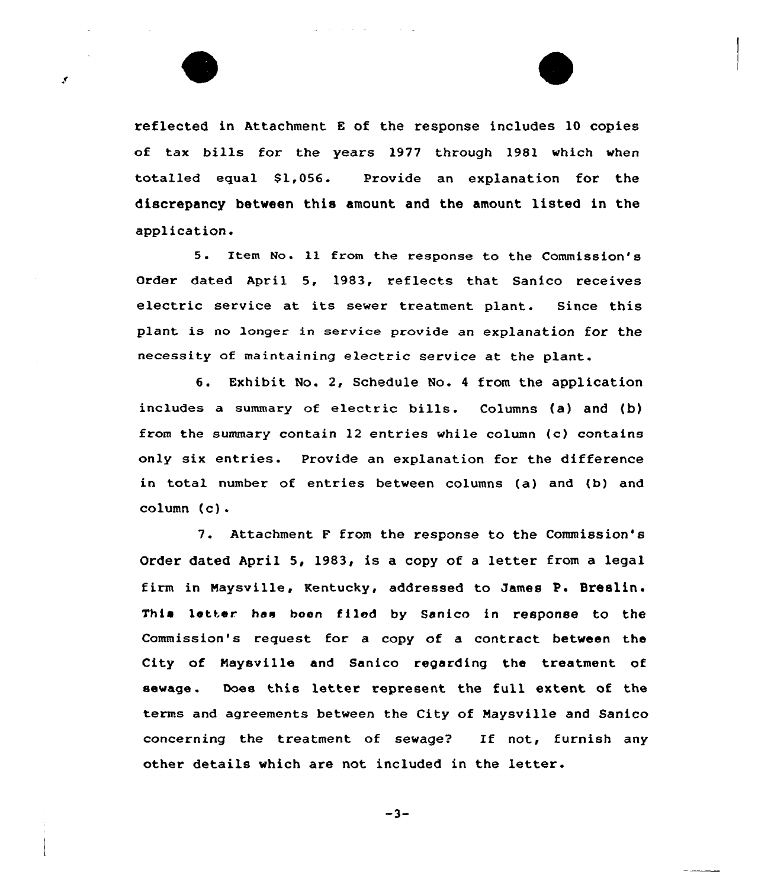reflected in Attachment E of the response includes 10 copies of tax bills for the years 1977 through 1981 which when totalled equal $1,056. Provide an explanation for the discrepancy between this amount and the amount listed in the application.

5. Item No. 11 from the response to the Commission's Order dated April 5, 1983, reflects that Sanico receives electric service at its sewer treatment plant. Since this plant is no longer in service provide an explanation for the necessity of maintaining electric service at the plant.

6. Exhibit No. 2, Schedule No. 4 from the application includes a summary of electric bills. Columns (a) and (b) from the summary contain 12 entries while column (c) contains only six entries. Provide an explanation for the difference in total number of entries between columns (a) and (b) and column (c).

7. Attachment F from the response to the Commission's Order dated April 5, 1983, is a copy of a letter from a legal firm in Maysville, Kentucky, addressed to James P. Breslin. This letter has been filed by Sanico in response to the Commission's request for a copy of a contract between the City of Maysville and Sanico regarding the treatment of sewage. Does this letter represent the full extent of the terms and agreements between the City of Maysville and Sanico concerning the treatment of sewage? If not, furnish any other details which are not included in the letter.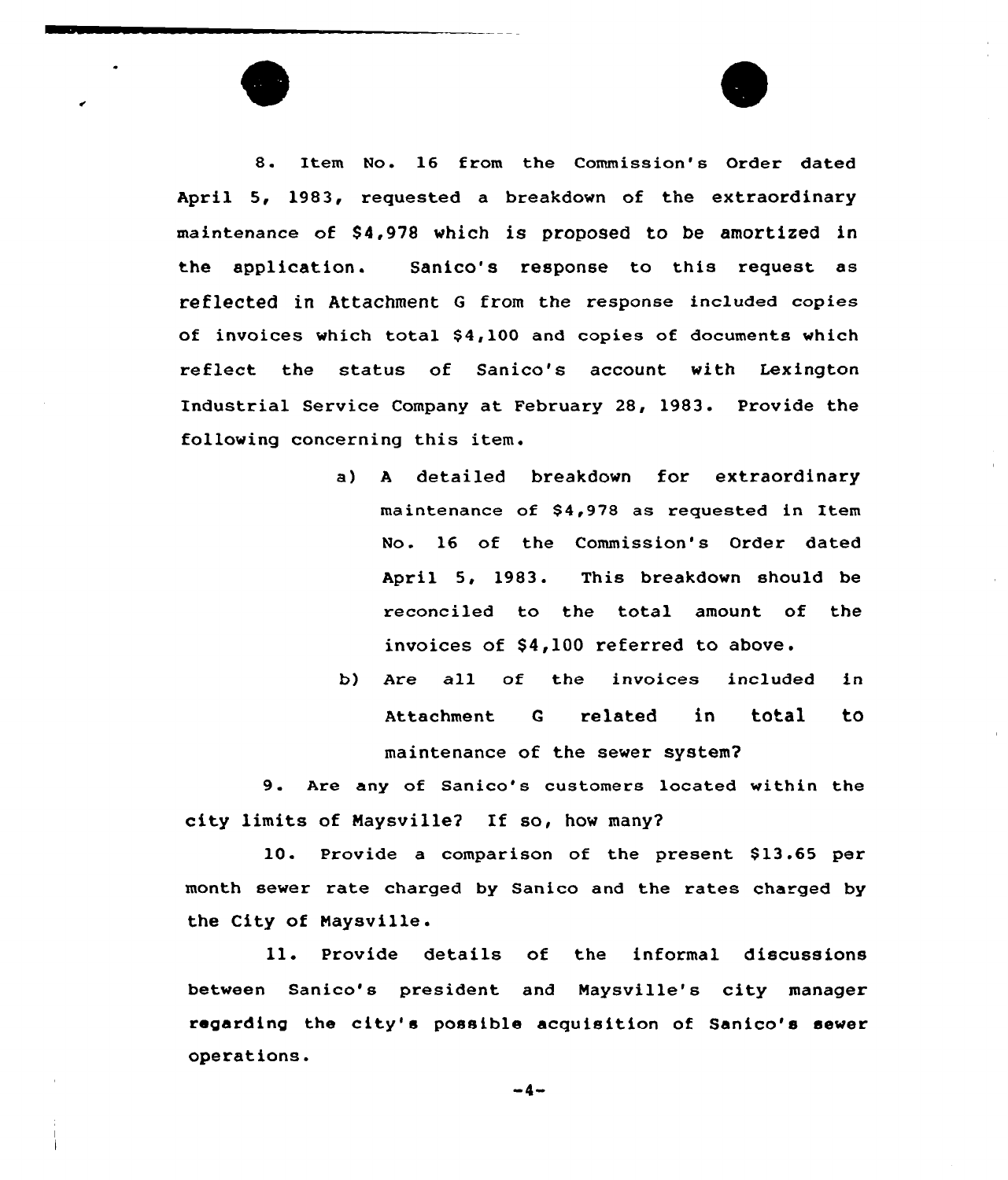8. Item No. 16 from the Commission's Order dated April 5, 1983, requested a breakdown of the extraordinary maintenance of $4,978 which is proposed to be amortized in the application. Sanico's response to this request as reflected in Attachment G from the response included copies of invoices which total $4,100 and copies of documents which reflect the status of Sanico's account with Lexington Industrial Service Company at February 28, 1983. Provide the following concerning this item.

a) A detailed breakdown for extraordinary maintenance of $4,978 as requested in Item No. 16 of the Commission's Order dated April 5, 1983. This breakdown should be reconciled to the total amount of the invoices of $4,100 referred to above.

b) Are all of the invoices included in Attachment G related in total to maintenance of the sewer system?

9. Are any of Sanico's customers located within the city limits of Maysville? If so, how many?

10. Provide a comparison of the present $13.65 per month sewer rate charged by Sanico and the rates charged by the City of Maysville.

11. Provide details of the informal discussions between Sanico's president and Maysville's city manager regarding the city's possible acquisition of Sanico's sewer operations.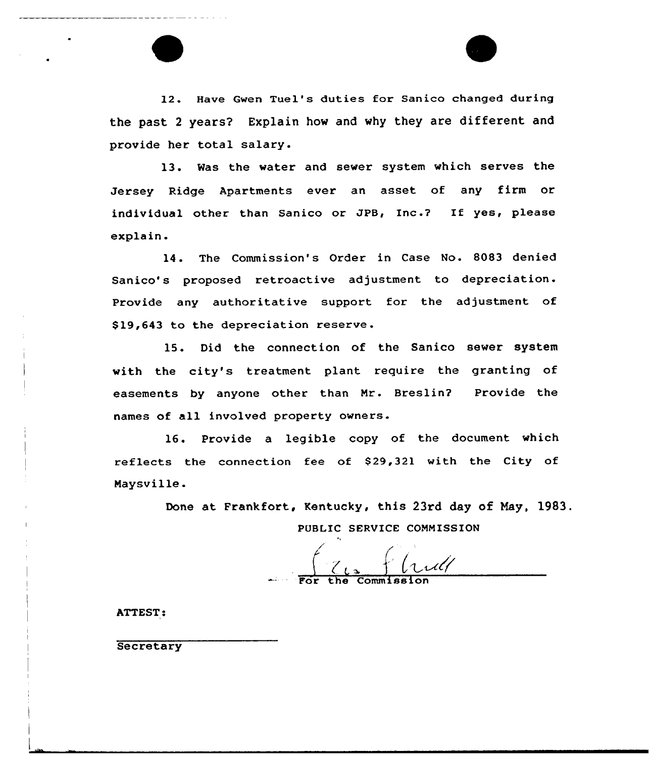12. Have Gwen Tuel's duties for Sanico changed during the past 2 years? Explain how and why they are different and provide her total salary.

13. Was the water and sewer system which serves the Jersey Ridge Apartments ever an asset of any firm or individual other than Sanico or JPB, Inc.? If yes, please explain.

14. The Commission's Order in Case No. 8083 denied Sanico's proposed retroactive adjustment to depreciation. Provide any authoritative support for the adjustment of $19,643 to the depreciation reserve.

15. Did the connection of the Sanico sewer system with the city's treatment plant require the granting of easements by anyone other than Mr. Breslin? Provide the names of all involved property owners.

16. Provide a legible copy of the document which reflects the connection fee of $29,321 with the City of Maysville.

Done at Frankfort, Kentucky, this 23rd day of May, 1983.

PUBLIC SERVICE COMMISSION

For the Commission

ATTEST:

Secretary